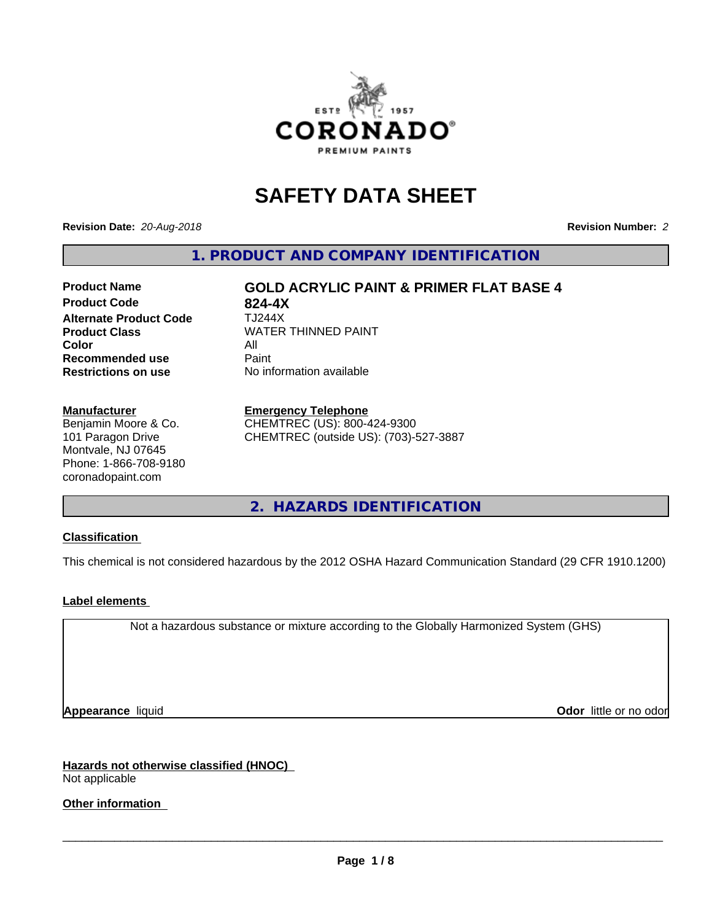# SAFETY DATA SHEET

**Revision Date:** *20-Aug-2018*

**Revision Number:** *2*

## 1. PRODUCT AND COMPANY IDENTIFICATION

| | |
|---|---|
| **Product Name** | **GOLD ACRYLIC PAINT & PRIMER FLAT BASE 4** |
| **Product Code** | **824-4X** |
| **Alternate Product Code** | TJ244X |
| **Product Class** | WATER THINNED PAINT |
| **Color** | All |
| **Recommended use** | Paint |
| **Restrictions on use** | No information available |

**Manufacturer**
Benjamin Moore & Co.
101 Paragon Drive
Montvale, NJ 07645
Phone: 1-866-708-9180
coronadopaint.com

**Emergency Telephone**
CHEMTREC (US): 800-424-9300
CHEMTREC (outside US): (703)-527-3887

## 2. HAZARDS IDENTIFICATION

**Classification**

This chemical is not considered hazardous by the 2012 OSHA Hazard Communication Standard (29 CFR 1910.1200)

**Label elements**

Not a hazardous substance or mixture according to the Globally Harmonized System (GHS)

**Appearance** liquid

**Odor** little or no odor

**Hazards not otherwise classified (HNOC)**
Not applicable

**Other information**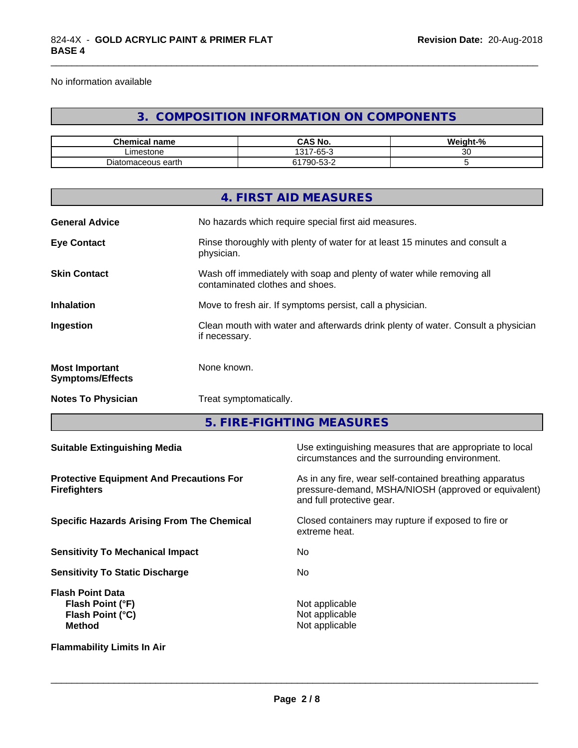No information available

## 3. COMPOSITION INFORMATION ON COMPONENTS

| Chemical name | CAS No. | Weight-% |
|---|---|---|
| Limestone | 1317-65-3 | 30 |
| Diatomaceous earth | 61790-53-2 | 5 |

## 4. FIRST AID MEASURES

**General Advice**
No hazards which require special first aid measures.

**Eye Contact**
Rinse thoroughly with plenty of water for at least 15 minutes and consult a physician.

**Skin Contact**
Wash off immediately with soap and plenty of water while removing all contaminated clothes and shoes.

**Inhalation**
Move to fresh air. If symptoms persist, call a physician.

**Ingestion**
Clean mouth with water and afterwards drink plenty of water. Consult a physician if necessary.

**Most Important Symptoms/Effects**
None known.

**Notes To Physician**
Treat symptomatically.

## 5. FIRE-FIGHTING MEASURES

**Suitable Extinguishing Media**
Use extinguishing measures that are appropriate to local circumstances and the surrounding environment.

**Protective Equipment And Precautions For Firefighters**
As in any fire, wear self-contained breathing apparatus pressure-demand, MSHA/NIOSH (approved or equivalent) and full protective gear.

**Specific Hazards Arising From The Chemical**
Closed containers may rupture if exposed to fire or extreme heat.

**Sensitivity To Mechanical Impact**
No

**Sensitivity To Static Discharge**
No

**Flash Point Data**
- **Flash Point (°F)**: Not applicable
- **Flash Point (°C)**: Not applicable
- **Method**: Not applicable

**Flammability Limits In Air**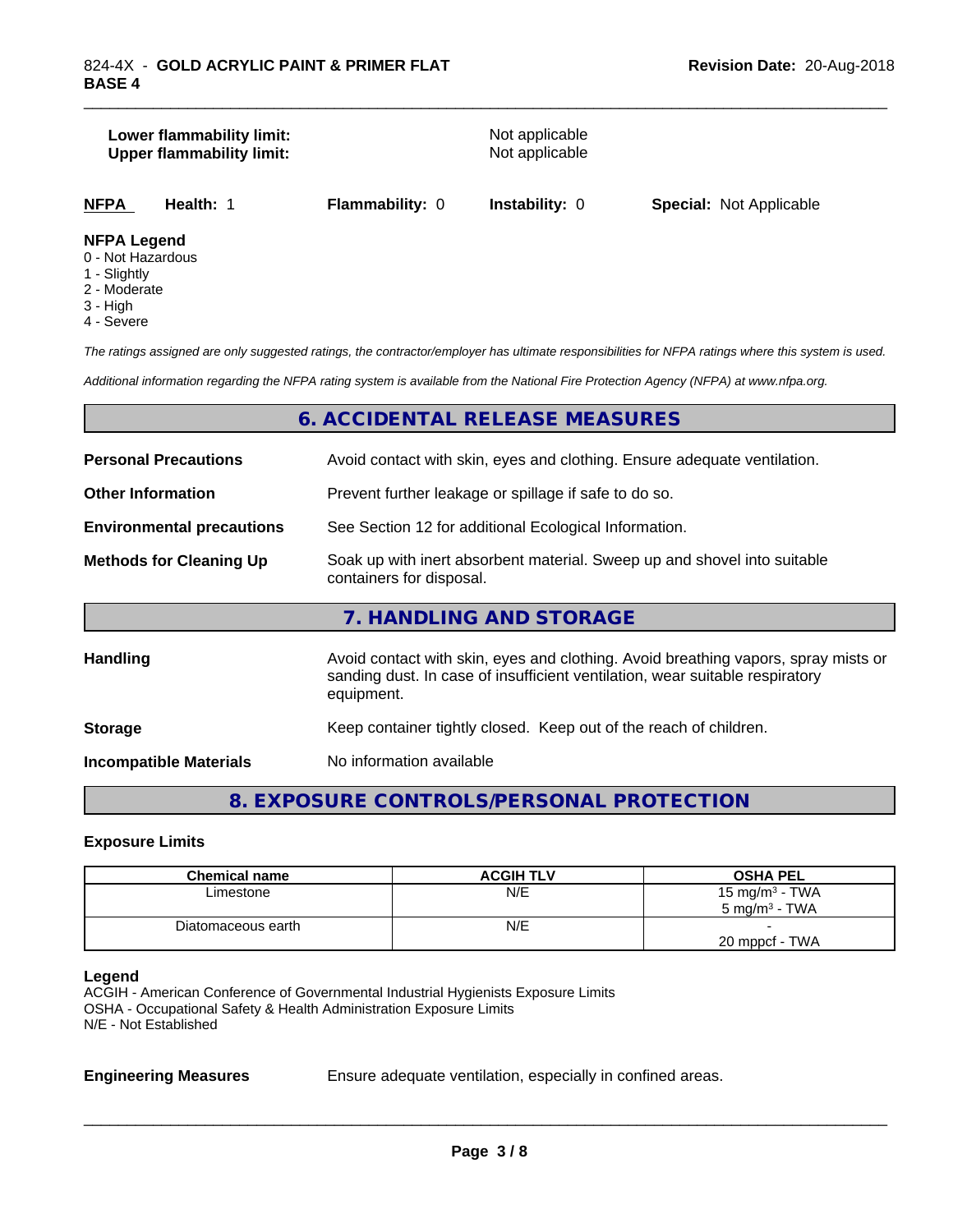**Lower flammability limit:** Not applicable
**Upper flammability limit:** Not applicable

| NFPA | Health: 1 | Flammability: 0 | Instability: 0 | Special: Not Applicable |
|---|---|---|---|---|

**NFPA Legend**
- 0 - Not Hazardous
- 1 - Slightly
- 2 - Moderate
- 3 - High
- 4 - Severe

*The ratings assigned are only suggested ratings, the contractor/employer has ultimate responsibilities for NFPA ratings where this system is used.*

*Additional information regarding the NFPA rating system is available from the National Fire Protection Agency (NFPA) at www.nfpa.org.*

## 6. ACCIDENTAL RELEASE MEASURES

**Personal Precautions** Avoid contact with skin, eyes and clothing. Ensure adequate ventilation.

**Other Information** Prevent further leakage or spillage if safe to do so.

**Environmental precautions** See Section 12 for additional Ecological Information.

**Methods for Cleaning Up** Soak up with inert absorbent material. Sweep up and shovel into suitable containers for disposal.

## 7. HANDLING AND STORAGE

**Handling** Avoid contact with skin, eyes and clothing. Avoid breathing vapors, spray mists or sanding dust. In case of insufficient ventilation, wear suitable respiratory equipment.

**Storage** Keep container tightly closed. Keep out of the reach of children.

**Incompatible Materials** No information available

## 8. EXPOSURE CONTROLS/PERSONAL PROTECTION

### Exposure Limits

| Chemical name | ACGIH TLV | OSHA PEL |
|---|---|---|
| Limestone | N/E | 15 mg/m³ - TWA<br>5 mg/m³ - TWA |
| Diatomaceous earth | N/E | -<br>20 mppcf - TWA |

**Legend**
ACGIH - American Conference of Governmental Industrial Hygienists Exposure Limits
OSHA - Occupational Safety & Health Administration Exposure Limits
N/E - Not Established

**Engineering Measures** Ensure adequate ventilation, especially in confined areas.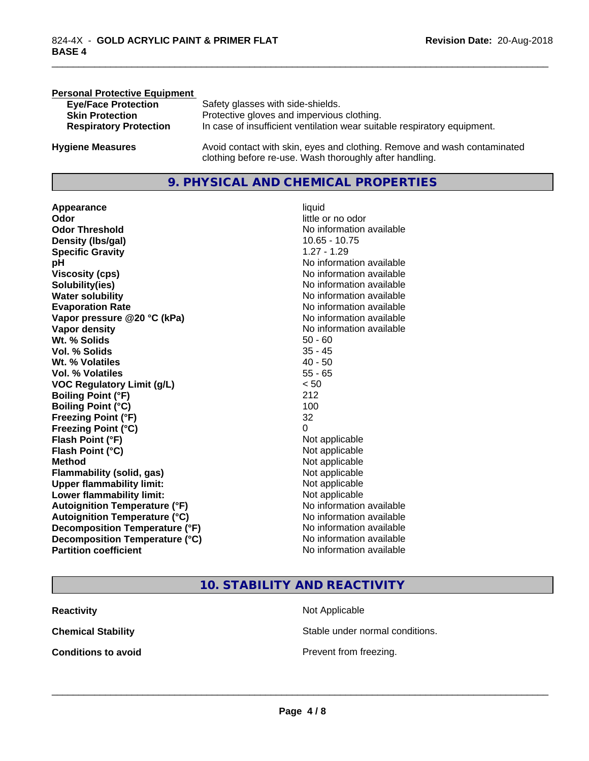**Personal Protective Equipment**

| | |
|---|---|
| **Eye/Face Protection** | Safety glasses with side-shields. |
| **Skin Protection** | Protective gloves and impervious clothing. |
| **Respiratory Protection** | In case of insufficient ventilation wear suitable respiratory equipment. |

**Hygiene Measures** — Avoid contact with skin, eyes and clothing. Remove and wash contaminated clothing before re-use. Wash thoroughly after handling.

## 9. PHYSICAL AND CHEMICAL PROPERTIES

| | |
|---|---|
| **Appearance** | liquid |
| **Odor** | little or no odor |
| **Odor Threshold** | No information available |
| **Density (lbs/gal)** | 10.65 - 10.75 |
| **Specific Gravity** | 1.27 - 1.29 |
| **pH** | No information available |
| **Viscosity (cps)** | No information available |
| **Solubility(ies)** | No information available |
| **Water solubility** | No information available |
| **Evaporation Rate** | No information available |
| **Vapor pressure @20 °C (kPa)** | No information available |
| **Vapor density** | No information available |
| **Wt. % Solids** | 50 - 60 |
| **Vol. % Solids** | 35 - 45 |
| **Wt. % Volatiles** | 40 - 50 |
| **Vol. % Volatiles** | 55 - 65 |
| **VOC Regulatory Limit (g/L)** | < 50 |
| **Boiling Point (°F)** | 212 |
| **Boiling Point (°C)** | 100 |
| **Freezing Point (°F)** | 32 |
| **Freezing Point (°C)** | 0 |
| **Flash Point (°F)** | Not applicable |
| **Flash Point (°C)** | Not applicable |
| **Method** | Not applicable |
| **Flammability (solid, gas)** | Not applicable |
| **Upper flammability limit:** | Not applicable |
| **Lower flammability limit:** | Not applicable |
| **Autoignition Temperature (°F)** | No information available |
| **Autoignition Temperature (°C)** | No information available |
| **Decomposition Temperature (°F)** | No information available |
| **Decomposition Temperature (°C)** | No information available |
| **Partition coefficient** | No information available |

## 10. STABILITY AND REACTIVITY

| | |
|---|---|
| **Reactivity** | Not Applicable |
| **Chemical Stability** | Stable under normal conditions. |
| **Conditions to avoid** | Prevent from freezing. |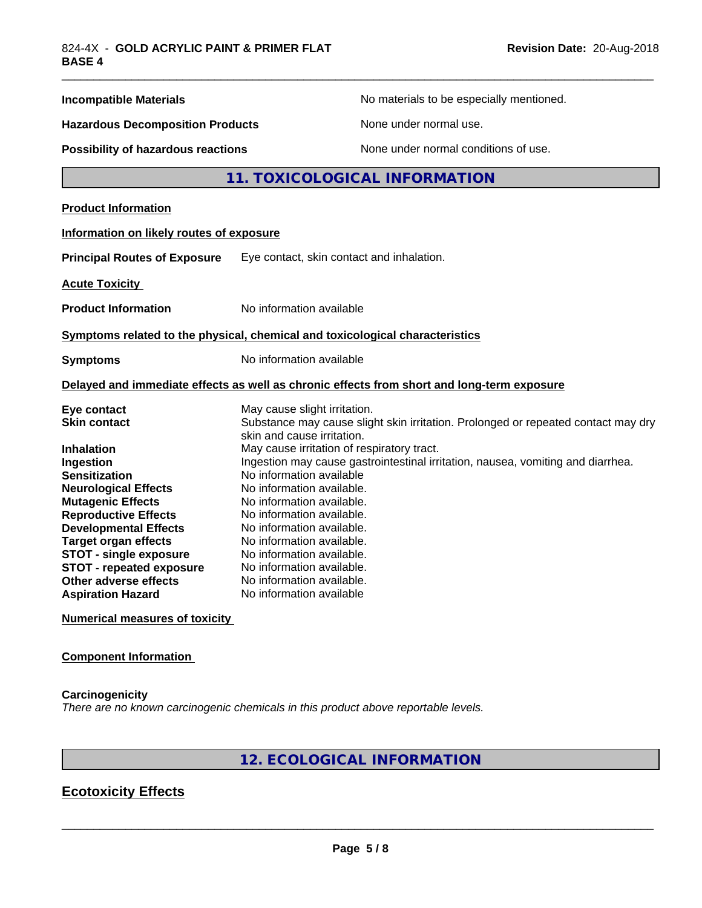| | |
|---|---|
| **Incompatible Materials** | No materials to be especially mentioned. |
| **Hazardous Decomposition Products** | None under normal use. |
| **Possibility of hazardous reactions** | None under normal conditions of use. |

## 11. TOXICOLOGICAL INFORMATION

**Product Information**

**Information on likely routes of exposure**

**Principal Routes of Exposure** Eye contact, skin contact and inhalation.

**Acute Toxicity**

**Product Information** No information available

**Symptoms related to the physical, chemical and toxicological characteristics**

**Symptoms** No information available

**Delayed and immediate effects as well as chronic effects from short and long-term exposure**

| | |
|---|---|
| **Eye contact** | May cause slight irritation. |
| **Skin contact** | Substance may cause slight skin irritation. Prolonged or repeated contact may dry skin and cause irritation. |
| **Inhalation** | May cause irritation of respiratory tract. |
| **Ingestion** | Ingestion may cause gastrointestinal irritation, nausea, vomiting and diarrhea. |
| **Sensitization** | No information available |
| **Neurological Effects** | No information available. |
| **Mutagenic Effects** | No information available. |
| **Reproductive Effects** | No information available. |
| **Developmental Effects** | No information available. |
| **Target organ effects** | No information available. |
| **STOT - single exposure** | No information available. |
| **STOT - repeated exposure** | No information available. |
| **Other adverse effects** | No information available. |
| **Aspiration Hazard** | No information available |

**Numerical measures of toxicity**

**Component Information**

**Carcinogenicity**

*There are no known carcinogenic chemicals in this product above reportable levels.*

## 12. ECOLOGICAL INFORMATION

### Ecotoxicity Effects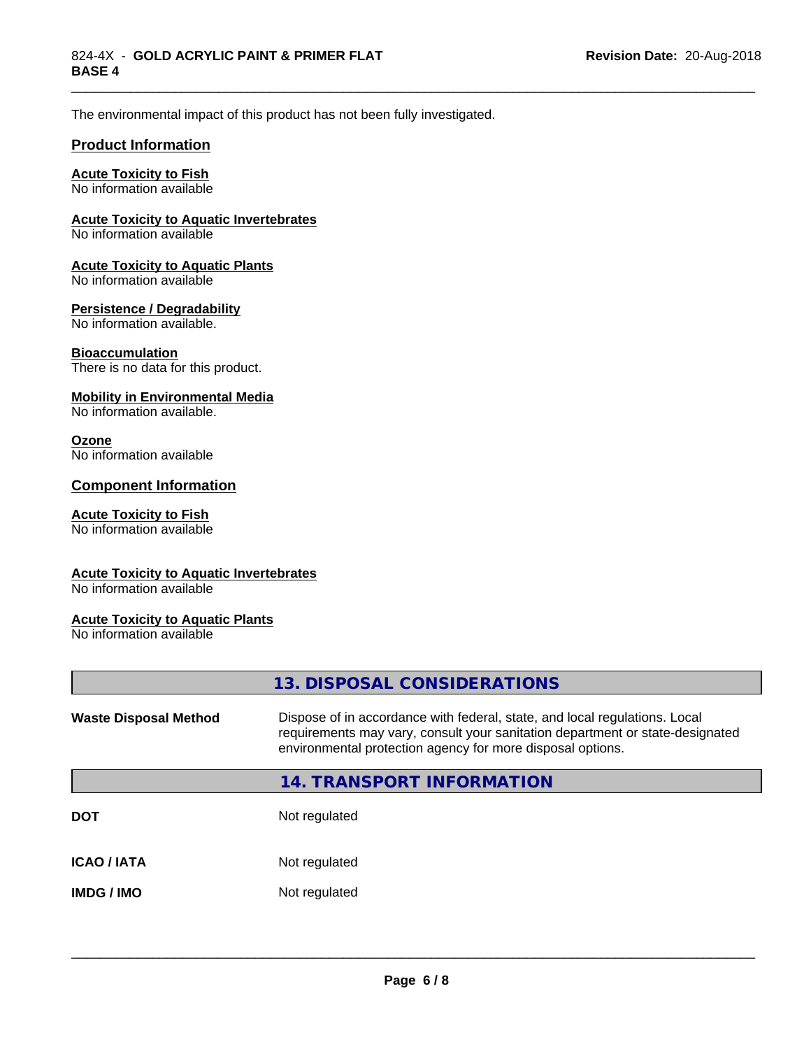The environmental impact of this product has not been fully investigated.

## Product Information

**Acute Toxicity to Fish**
No information available

**Acute Toxicity to Aquatic Invertebrates**
No information available

**Acute Toxicity to Aquatic Plants**
No information available

**Persistence / Degradability**
No information available.

**Bioaccumulation**
There is no data for this product.

**Mobility in Environmental Media**
No information available.

**Ozone**
No information available

## Component Information

**Acute Toxicity to Fish**
No information available

**Acute Toxicity to Aquatic Invertebrates**
No information available

**Acute Toxicity to Aquatic Plants**
No information available

# 13. DISPOSAL CONSIDERATIONS

| | |
|---|---|
| **Waste Disposal Method** | Dispose of in accordance with federal, state, and local regulations. Local requirements may vary, consult your sanitation department or state-designated environmental protection agency for more disposal options. |

# 14. TRANSPORT INFORMATION

| | |
|---|---|
| **DOT** | Not regulated |
| **ICAO / IATA** | Not regulated |
| **IMDG / IMO** | Not regulated |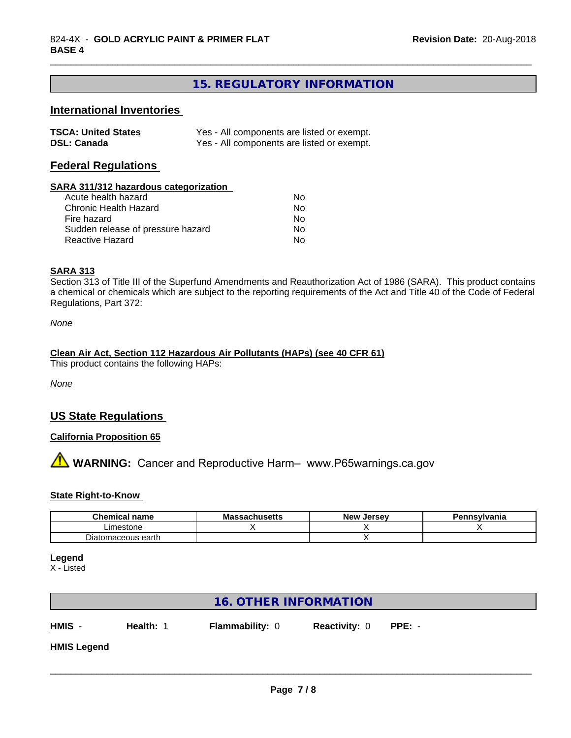## 15. REGULATORY INFORMATION

### International Inventories

| | |
|---|---|
| **TSCA: United States** | Yes - All components are listed or exempt. |
| **DSL: Canada** | Yes - All components are listed or exempt. |

### Federal Regulations

**SARA 311/312 hazardous categorization**

| | |
|---|---|
| Acute health hazard | No |
| Chronic Health Hazard | No |
| Fire hazard | No |
| Sudden release of pressure hazard | No |
| Reactive Hazard | No |

**SARA 313**

Section 313 of Title III of the Superfund Amendments and Reauthorization Act of 1986 (SARA). This product contains a chemical or chemicals which are subject to the reporting requirements of the Act and Title 40 of the Code of Federal Regulations, Part 372:

*None*

**Clean Air Act, Section 112 Hazardous Air Pollutants (HAPs) (see 40 CFR 61)**

This product contains the following HAPs:

*None*

### US State Regulations

**California Proposition 65**

⚠ **WARNING:** Cancer and Reproductive Harm– www.P65warnings.ca.gov

**State Right-to-Know**

| Chemical name | Massachusetts | New Jersey | Pennsylvania |
|---|---|---|---|
| Limestone | X | X | X |
| Diatomaceous earth | | X | |

**Legend**

X - Listed

## 16. OTHER INFORMATION

**HMIS** - **Health:** 1 **Flammability:** 0 **Reactivity:** 0 **PPE:** -

**HMIS Legend**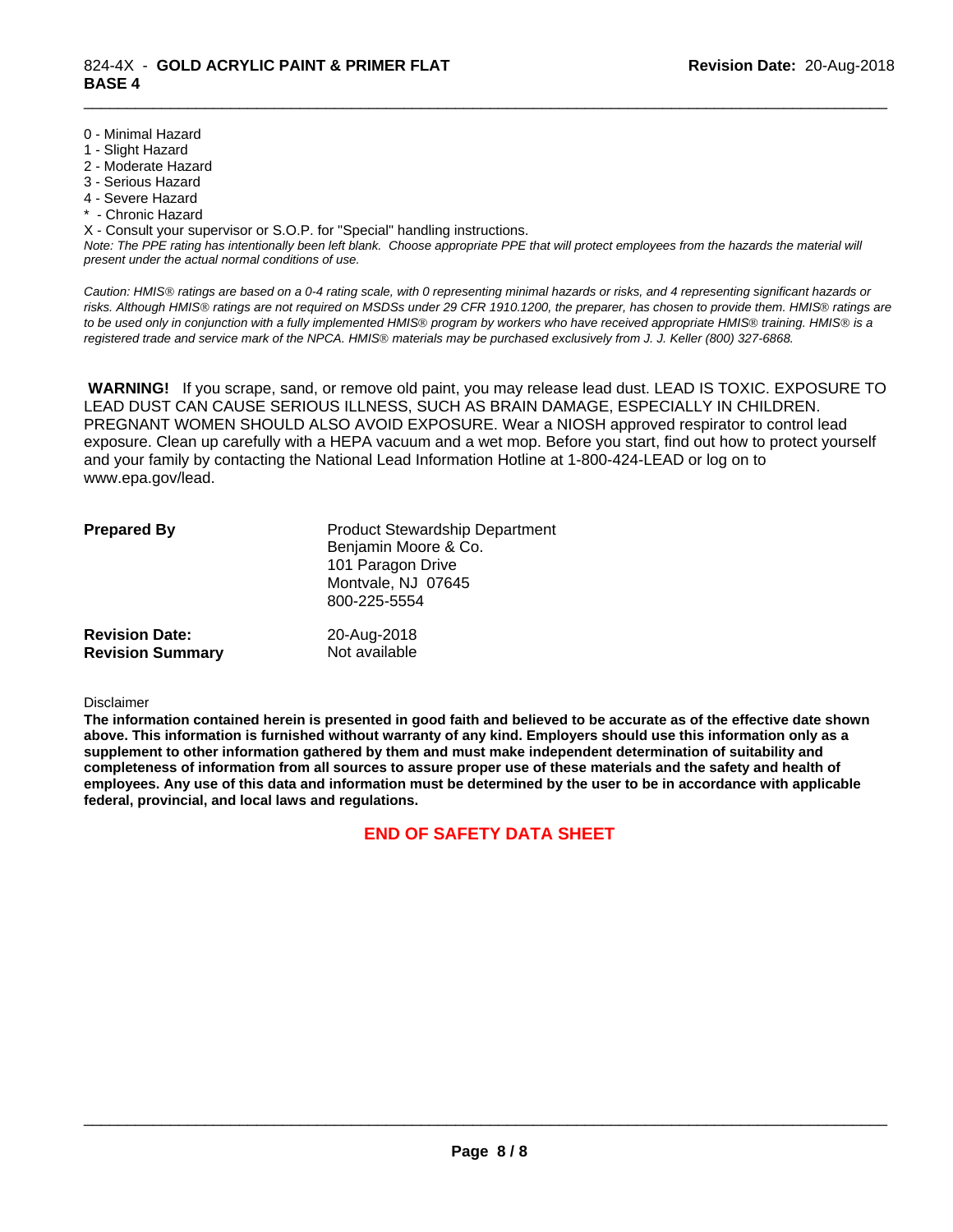0 - Minimal Hazard
1 - Slight Hazard
2 - Moderate Hazard
3 - Serious Hazard
4 - Severe Hazard
* - Chronic Hazard
X - Consult your supervisor or S.O.P. for "Special" handling instructions.

*Note: The PPE rating has intentionally been left blank. Choose appropriate PPE that will protect employees from the hazards the material will present under the actual normal conditions of use.*

*Caution: HMIS® ratings are based on a 0-4 rating scale, with 0 representing minimal hazards or risks, and 4 representing significant hazards or risks. Although HMIS® ratings are not required on MSDSs under 29 CFR 1910.1200, the preparer, has chosen to provide them. HMIS® ratings are to be used only in conjunction with a fully implemented HMIS® program by workers who have received appropriate HMIS® training. HMIS® is a registered trade and service mark of the NPCA. HMIS® materials may be purchased exclusively from J. J. Keller (800) 327-6868.*

**WARNING!** If you scrape, sand, or remove old paint, you may release lead dust. LEAD IS TOXIC. EXPOSURE TO LEAD DUST CAN CAUSE SERIOUS ILLNESS, SUCH AS BRAIN DAMAGE, ESPECIALLY IN CHILDREN. PREGNANT WOMEN SHOULD ALSO AVOID EXPOSURE. Wear a NIOSH approved respirator to control lead exposure. Clean up carefully with a HEPA vacuum and a wet mop. Before you start, find out how to protect yourself and your family by contacting the National Lead Information Hotline at 1-800-424-LEAD or log on to www.epa.gov/lead.

**Prepared By** Product Stewardship Department
Benjamin Moore & Co.
101 Paragon Drive
Montvale, NJ 07645
800-225-5554

**Revision Date:** 20-Aug-2018
**Revision Summary** Not available

Disclaimer

**The information contained herein is presented in good faith and believed to be accurate as of the effective date shown above. This information is furnished without warranty of any kind. Employers should use this information only as a supplement to other information gathered by them and must make independent determination of suitability and completeness of information from all sources to assure proper use of these materials and the safety and health of employees. Any use of this data and information must be determined by the user to be in accordance with applicable federal, provincial, and local laws and regulations.**

**END OF SAFETY DATA SHEET**